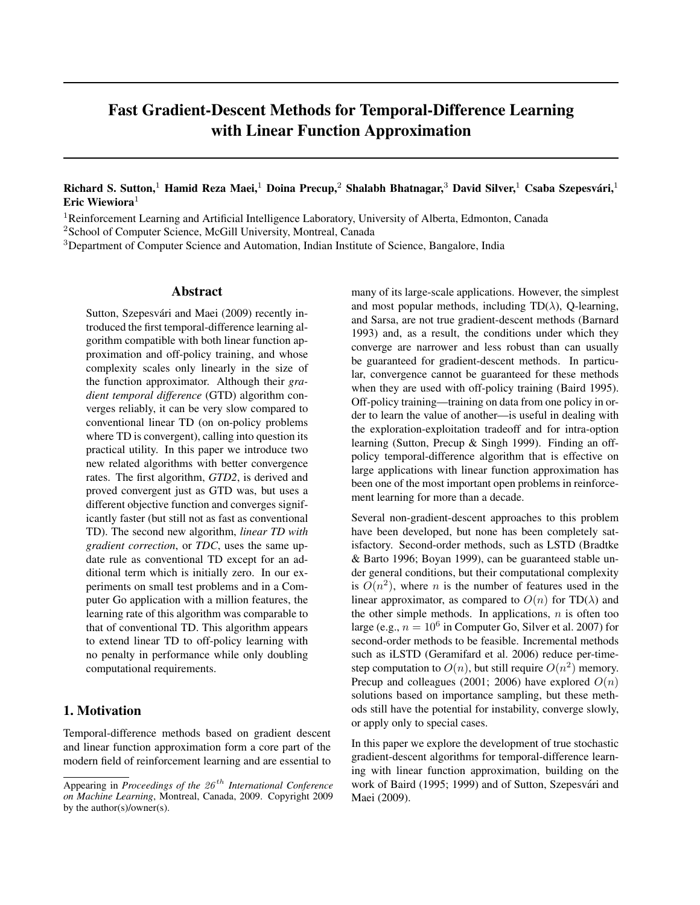# Fast Gradient-Descent Methods for Temporal-Difference Learning with Linear Function Approximation

**Richard S. Sutton,**[1] **Hamid Reza Maei,**[1] **Doina Precup,**[2] **Shalabh Bhatnagar,**[3] **David Silver,**[1] **Csaba Szepesvári,**[1] **Eric Wiewiora**[1]

[1]Reinforcement Learning and Artificial Intelligence Laboratory, University of Alberta, Edmonton, Canada
[2]School of Computer Science, McGill University, Montreal, Canada
[3]Department of Computer Science and Automation, Indian Institute of Science, Bangalore, India

## Abstract

Sutton, Szepesvári and Maei (2009) recently introduced the first temporal-difference learning algorithm compatible with both linear function approximation and off-policy training, and whose complexity scales only linearly in the size of the function approximator. Although their *gradient temporal difference* (GTD) algorithm converges reliably, it can be very slow compared to conventional linear TD (on on-policy problems where TD is convergent), calling into question its practical utility. In this paper we introduce two new related algorithms with better convergence rates. The first algorithm, *GTD2*, is derived and proved convergent just as GTD was, but uses a different objective function and converges significantly faster (but still not as fast as conventional TD). The second new algorithm, *linear TD with gradient correction*, or *TDC*, uses the same update rule as conventional TD except for an additional term which is initially zero. In our experiments on small test problems and in a Computer Go application with a million features, the learning rate of this algorithm was comparable to that of conventional TD. This algorithm appears to extend linear TD to off-policy learning with no penalty in performance while only doubling computational requirements.

## 1. Motivation

Temporal-difference methods based on gradient descent and linear function approximation form a core part of the modern field of reinforcement learning and are essential to many of its large-scale applications. However, the simplest and most popular methods, including TD($\lambda$), Q-learning, and Sarsa, are not true gradient-descent methods (Barnard 1993) and, as a result, the conditions under which they converge are narrower and less robust than can usually be guaranteed for gradient-descent methods. In particular, convergence cannot be guaranteed for these methods when they are used with off-policy training (Baird 1995). Off-policy training—training on data from one policy in order to learn the value of another—is useful in dealing with the exploration-exploitation tradeoff and for intra-option learning (Sutton, Precup & Singh 1999). Finding an off-policy temporal-difference algorithm that is effective on large applications with linear function approximation has been one of the most important open problems in reinforcement learning for more than a decade.

Several non-gradient-descent approaches to this problem have been developed, but none has been completely satisfactory. Second-order methods, such as LSTD (Bradtke & Barto 1996; Boyan 1999), can be guaranteed stable under general conditions, but their computational complexity is $O(n^2)$, where $n$ is the number of features used in the linear approximator, as compared to $O(n)$ for TD($\lambda$) and the other simple methods. In applications, $n$ is often too large (e.g., $n = 10^6$ in Computer Go, Silver et al. 2007) for second-order methods to be feasible. Incremental methods such as iLSTD (Geramifard et al. 2006) reduce per-time-step computation to $O(n)$, but still require $O(n^2)$ memory. Precup and colleagues (2001; 2006) have explored $O(n)$ solutions based on importance sampling, but these methods still have the potential for instability, converge slowly, or apply only to special cases.

In this paper we explore the development of true stochastic gradient-descent algorithms for temporal-difference learning with linear function approximation, building on the work of Baird (1995; 1999) and of Sutton, Szepesvári and Maei (2009).

Appearing in *Proceedings of the $26^{th}$ International Conference on Machine Learning*, Montreal, Canada, 2009. Copyright 2009 by the author(s)/owner(s).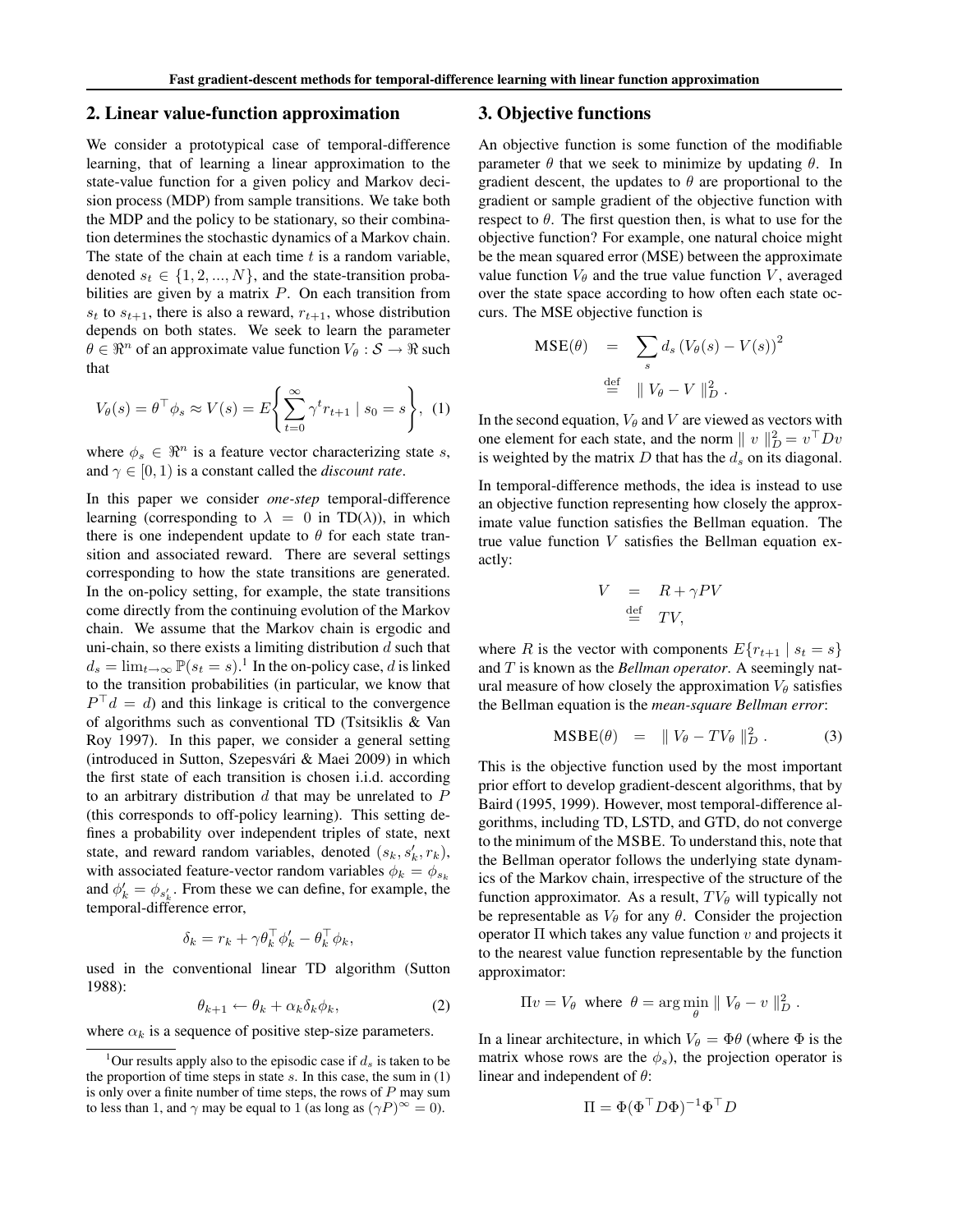## 2. Linear value-function approximation

We consider a prototypical case of temporal-difference learning, that of learning a linear approximation to the state-value function for a given policy and Markov decision process (MDP) from sample transitions. We take both the MDP and the policy to be stationary, so their combination determines the stochastic dynamics of a Markov chain. The state of the chain at each time $t$ is a random variable, denoted $s_t \in \{1, 2, ..., N\}$, and the state-transition probabilities are given by a matrix $P$. On each transition from $s_t$ to $s_{t+1}$, there is also a reward, $r_{t+1}$, whose distribution depends on both states. We seek to learn the parameter $\theta \in \Re^n$ of an approximate value function $V_\theta : \mathcal{S} \rightarrow \Re$ such that

$$V_\theta(s) = \theta^\top \phi_s \approx V(s) = E\left\{ \sum_{t=0}^{\infty} \gamma^t r_{t+1} \mid s_0 = s \right\}, \quad (1)$$

where $\phi_s \in \Re^n$ is a feature vector characterizing state $s$, and $\gamma \in [0, 1)$ is a constant called the *discount rate*.

In this paper we consider *one-step* temporal-difference learning (corresponding to $\lambda = 0$ in TD($\lambda$)), in which there is one independent update to $\theta$ for each state transition and associated reward. There are several settings corresponding to how the state transitions are generated. In the on-policy setting, for example, the state transitions come directly from the continuing evolution of the Markov chain. We assume that the Markov chain is ergodic and uni-chain, so there exists a limiting distribution $d$ such that $d_s = \lim_{t\rightarrow\infty} \mathbb{P}(s_t = s)$.[1] In the on-policy case, $d$ is linked to the transition probabilities (in particular, we know that $P^\top d = d$) and this linkage is critical to the convergence of algorithms such as conventional TD (Tsitsiklis & Van Roy 1997). In this paper, we consider a general setting (introduced in Sutton, Szepesvári & Maei 2009) in which the first state of each transition is chosen i.i.d. according to an arbitrary distribution $d$ that may be unrelated to $P$ (this corresponds to off-policy learning). This setting defines a probability over independent triples of state, next state, and reward random variables, denoted $(s_k, s'_k, r_k)$, with associated feature-vector random variables $\phi_k = \phi_{s_k}$ and $\phi'_k = \phi_{s'_k}$. From these we can define, for example, the temporal-difference error,

$$\delta_k = r_k + \gamma\theta_k^\top \phi'_k - \theta_k^\top \phi_k,$$

used in the conventional linear TD algorithm (Sutton 1988):

$$\theta_{k+1} \leftarrow \theta_k + \alpha_k \delta_k \phi_k, \quad (2)$$

where $\alpha_k$ is a sequence of positive step-size parameters.

[1] Our results apply also to the episodic case if $d_s$ is taken to be the proportion of time steps in state $s$. In this case, the sum in (1) is only over a finite number of time steps, the rows of $P$ may sum to less than 1, and $\gamma$ may be equal to 1 (as long as $(\gamma P)^\infty = 0$).

## 3. Objective functions

An objective function is some function of the modifiable parameter $\theta$ that we seek to minimize by updating $\theta$. In gradient descent, the updates to $\theta$ are proportional to the gradient or sample gradient of the objective function with respect to $\theta$. The first question then, is what to use for the objective function? For example, one natural choice might be the mean squared error (MSE) between the approximate value function $V_\theta$ and the true value function $V$, averaged over the state space according to how often each state occurs. The MSE objective function is

$$\begin{aligned} \text{MSE}(\theta) &= \sum_s d_s \left(V_\theta(s) - V(s)\right)^2 \\ &\stackrel{\text{def}}{=} \parallel V_\theta - V \parallel_D^2 . \end{aligned}$$

In the second equation, $V_\theta$ and $V$ are viewed as vectors with one element for each state, and the norm $\parallel v \parallel_D^2 = v^\top D v$ is weighted by the matrix $D$ that has the $d_s$ on its diagonal.

In temporal-difference methods, the idea is instead to use an objective function representing how closely the approximate value function satisfies the Bellman equation. The true value function $V$ satisfies the Bellman equation exactly:

$$\begin{aligned} V &= R + \gamma P V \\ &\stackrel{\text{def}}{=} TV, \end{aligned}$$

where $R$ is the vector with components $E\{r_{t+1} \mid s_t = s\}$ and $T$ is known as the *Bellman operator*. A seemingly natural measure of how closely the approximation $V_\theta$ satisfies the Bellman equation is the *mean-square Bellman error*:

$$\text{MSBE}(\theta) = \parallel V_\theta - TV_\theta \parallel_D^2 . \quad (3)$$

This is the objective function used by the most important prior effort to develop gradient-descent algorithms, that by Baird (1995, 1999). However, most temporal-difference algorithms, including TD, LSTD, and GTD, do not converge to the minimum of the MSBE. To understand this, note that the Bellman operator follows the underlying state dynamics of the Markov chain, irrespective of the structure of the function approximator. As a result, $TV_\theta$ will typically not be representable as $V_\theta$ for any $\theta$. Consider the projection operator $\Pi$ which takes any value function $v$ and projects it to the nearest value function representable by the function approximator:

$$\Pi v = V_\theta \text{ where } \theta = \arg\min_\theta \parallel V_\theta - v \parallel_D^2 .$$

In a linear architecture, in which $V_\theta = \Phi\theta$ (where $\Phi$ is the matrix whose rows are the $\phi_s$), the projection operator is linear and independent of $\theta$:

$$\Pi = \Phi(\Phi^\top D \Phi)^{-1} \Phi^\top D$$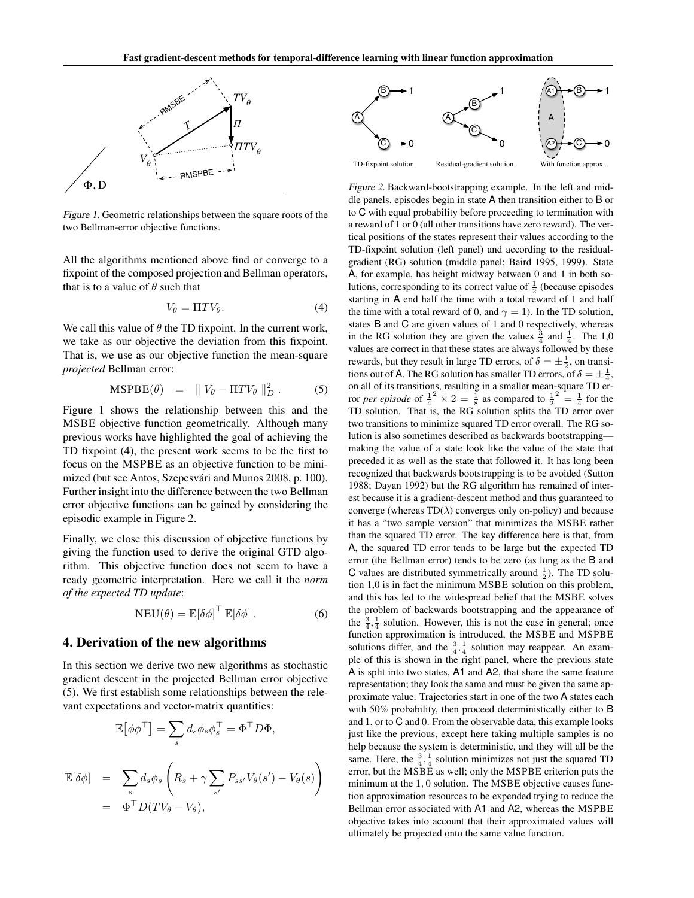Figure 1. Geometric relationships between the square roots of the two Bellman-error objective functions.

All the algorithms mentioned above find or converge to a fixpoint of the composed projection and Bellman operators, that is to a value of $\theta$ such that

$$V_\theta = \Pi T V_\theta. \tag{4}$$

We call this value of $\theta$ the TD fixpoint. In the current work, we take as our objective the deviation from this fixpoint. That is, we use as our objective function the mean-square *projected* Bellman error:

$$\text{MSPBE}(\theta) \quad = \quad \| V_\theta - \Pi T V_\theta \|_D^2 \,. \tag{5}$$

Figure 1 shows the relationship between this and the MSBE objective function geometrically. Although many previous works have highlighted the goal of achieving the TD fixpoint (4), the present work seems to be the first to focus on the MSPBE as an objective function to be minimized (but see Antos, Szepesvári and Munos 2008, p. 100). Further insight into the difference between the two Bellman error objective functions can be gained by considering the episodic example in Figure 2.

Finally, we close this discussion of objective functions by giving the function used to derive the original GTD algorithm. This objective function does not seem to have a ready geometric interpretation. Here we call it the *norm of the expected TD update*:

$$\text{NEU}(\theta) = \mathbb{E}[\delta\phi]^\top \mathbb{E}[\delta\phi]\,. \tag{6}$$

## 4. Derivation of the new algorithms

In this section we derive two new algorithms as stochastic gradient descent in the projected Bellman error objective (5). We first establish some relationships between the relevant expectations and vector-matrix quantities:

$$\mathbb{E}\big[\phi\phi^\top\big] = \sum_s d_s \phi_s \phi_s^\top = \Phi^\top D \Phi,$$

$$\begin{aligned}
\mathbb{E}[\delta\phi] \quad &= \quad \sum_s d_s \phi_s \left( R_s + \gamma \sum_{s'} P_{ss'} V_\theta(s') - V_\theta(s) \right) \\
&= \quad \Phi^\top D (T V_\theta - V_\theta),
\end{aligned}$$

Figure 2. Backward-bootstrapping example. In the left and middle panels, episodes begin in state A then transition either to B or to C with equal probability before proceeding to termination with a reward of 1 or 0 (all other transitions have zero reward). The vertical positions of the states represent their values according to the TD-fixpoint solution (left panel) and according to the residual-gradient (RG) solution (middle panel; Baird 1995, 1999). State A, for example, has height midway between 0 and 1 in both solutions, corresponding to its correct value of $\frac{1}{2}$ (because episodes starting in A end half the time with a total reward of 1 and half the time with a total reward of 0, and $\gamma = 1$). In the TD solution, states B and C are given values of 1 and 0 respectively, whereas in the RG solution they are given the values $\frac{3}{4}$ and $\frac{1}{4}$. The 1,0 values are correct in that these states are always followed by these rewards, but they result in large TD errors, of $\delta = \pm\frac{1}{2}$, on transitions out of A. The RG solution has smaller TD errors, of $\delta = \pm\frac{1}{4}$, on all of its transitions, resulting in a smaller mean-square TD error *per episode* of $\frac{1}{4}^2 \times 2 = \frac{1}{8}$ as compared to $\frac{1}{2}^2 = \frac{1}{4}$ for the TD solution. That is, the RG solution splits the TD error over two transitions to minimize squared TD error overall. The RG solution is also sometimes described as backwards bootstrapping—making the value of a state look like the value of the state that preceded it as well as the state that followed it. It has long been recognized that backwards bootstrapping is to be avoided (Sutton 1988; Dayan 1992) but the RG algorithm has remained of interest because it is a gradient-descent method and thus guaranteed to converge (whereas TD($\lambda$) converges only on-policy) and because it has a "two sample version" that minimizes the MSBE rather than the squared TD error. The key difference here is that, from A, the squared TD error tends to be large but the expected TD error (the Bellman error) tends to be zero (as long as the B and C values are distributed symmetrically around $\frac{1}{2}$). The TD solution 1,0 is in fact the minimum MSBE solution on this problem, and this has led to the widespread belief that the MSBE solves the problem of backwards bootstrapping and the appearance of the $\frac{3}{4}$,$\frac{1}{4}$ solution. However, this is not the case in general; once function approximation is introduced, the MSBE and MSPBE solutions differ, and the $\frac{3}{4}$,$\frac{1}{4}$ solution may reappear. An example of this is shown in the right panel, where the previous state A is split into two states, A1 and A2, that share the same feature representation; they look the same and must be given the same approximate value. Trajectories start in one of the two A states each with 50% probability, then proceed deterministically either to B and 1, or to C and 0. From the observable data, this example looks just like the previous, except here taking multiple samples is no help because the system is deterministic, and they will all be the same. Here, the $\frac{3}{4}$,$\frac{1}{4}$ solution minimizes not just the squared TD error, but the MSBE as well; only the MSPBE criterion puts the minimum at the 1, 0 solution. The MSBE objective causes function approximation resources to be expended trying to reduce the Bellman error associated with A1 and A2, whereas the MSPBE objective takes into account that their approximated values will ultimately be projected onto the same value function.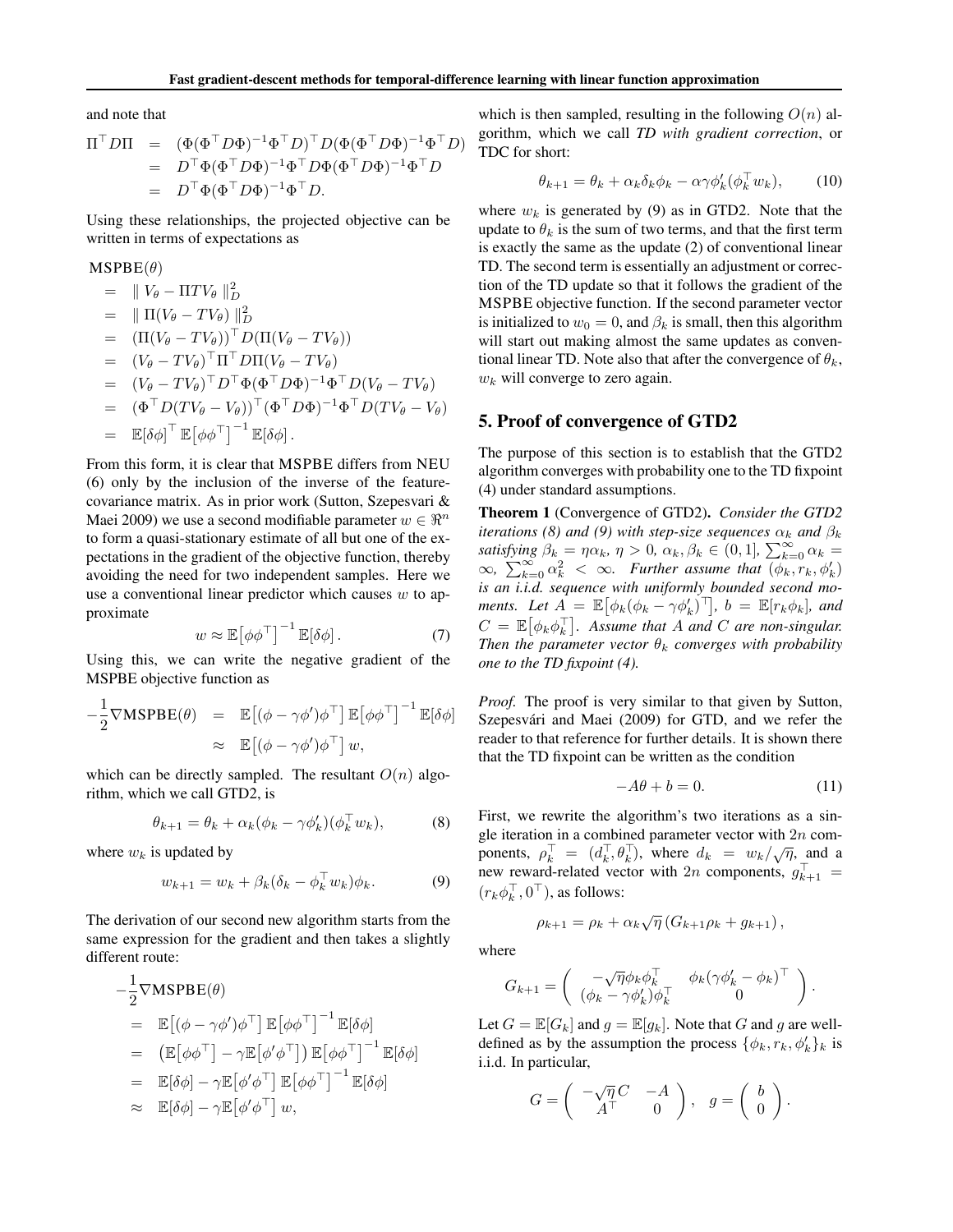and note that

$$
\begin{aligned}
\Pi^\top D \Pi &= (\Phi(\Phi^\top D\Phi)^{-1}\Phi^\top D)^\top D(\Phi(\Phi^\top D\Phi)^{-1}\Phi^\top D) \\
&= D^\top \Phi(\Phi^\top D\Phi)^{-1}\Phi^\top D\Phi(\Phi^\top D\Phi)^{-1}\Phi^\top D \\
&= D^\top \Phi(\Phi^\top D\Phi)^{-1}\Phi^\top D.
\end{aligned}
$$

Using these relationships, the projected objective can be written in terms of expectations as

$$
\begin{aligned}
&\mathrm{MSPBE}(\theta) \\
&= \| V_\theta - \Pi T V_\theta \|_D^2 \\
&= \| \Pi(V_\theta - T V_\theta) \|_D^2 \\
&= (\Pi(V_\theta - TV_\theta))^\top D(\Pi(V_\theta - TV_\theta)) \\
&= (V_\theta - TV_\theta)^\top \Pi^\top D \Pi (V_\theta - TV_\theta) \\
&= (V_\theta - TV_\theta)^\top D^\top \Phi(\Phi^\top D\Phi)^{-1}\Phi^\top D(V_\theta - TV_\theta) \\
&= (\Phi^\top D(TV_\theta - V_\theta))^\top(\Phi^\top D\Phi)^{-1}\Phi^\top D(TV_\theta - V_\theta) \\
&= \mathbb{E}[\delta\phi]^\top \mathbb{E}\big[\phi\phi^\top\big]^{-1}\mathbb{E}[\delta\phi].
\end{aligned}
$$

From this form, it is clear that MSPBE differs from NEU (6) only by the inclusion of the inverse of the feature-covariance matrix. As in prior work (Sutton, Szepesvari & Maei 2009) we use a second modifiable parameter $w \in \Re^n$ to form a quasi-stationary estimate of all but one of the expectations in the gradient of the objective function, thereby avoiding the need for two independent samples. Here we use a conventional linear predictor which causes $w$ to approximate

$$
w \approx \mathbb{E}\big[\phi\phi^\top\big]^{-1}\mathbb{E}[\delta\phi]. \tag{7}
$$

Using this, we can write the negative gradient of the MSPBE objective function as

$$
\begin{aligned}
-\frac{1}{2}\nabla\mathrm{MSPBE}(\theta) &= \mathbb{E}\big[(\phi - \gamma\phi')\phi^\top\big]\mathbb{E}\big[\phi\phi^\top\big]^{-1}\mathbb{E}[\delta\phi] \\
&\approx \mathbb{E}\big[(\phi - \gamma\phi')\phi^\top\big] w,
\end{aligned}
$$

which can be directly sampled. The resultant $O(n)$ algorithm, which we call GTD2, is

$$
\theta_{k+1} = \theta_k + \alpha_k(\phi_k - \gamma\phi_k')(\phi_k^\top w_k), \tag{8}
$$

where $w_k$ is updated by

$$
w_{k+1} = w_k + \beta_k(\delta_k - \phi_k^\top w_k)\phi_k. \tag{9}
$$

The derivation of our second new algorithm starts from the same expression for the gradient and then takes a slightly different route:

$$
\begin{aligned}
&-\frac{1}{2}\nabla\mathrm{MSPBE}(\theta) \\
&= \mathbb{E}\big[(\phi - \gamma\phi')\phi^\top\big]\mathbb{E}\big[\phi\phi^\top\big]^{-1}\mathbb{E}[\delta\phi] \\
&= \big(\mathbb{E}\big[\phi\phi^\top\big] - \gamma\mathbb{E}\big[\phi'\phi^\top\big]\big)\mathbb{E}\big[\phi\phi^\top\big]^{-1}\mathbb{E}[\delta\phi] \\
&= \mathbb{E}[\delta\phi] - \gamma\mathbb{E}\big[\phi'\phi^\top\big]\mathbb{E}\big[\phi\phi^\top\big]^{-1}\mathbb{E}[\delta\phi] \\
&\approx \mathbb{E}[\delta\phi] - \gamma\mathbb{E}\big[\phi'\phi^\top\big] w,
\end{aligned}
$$

which is then sampled, resulting in the following $O(n)$ algorithm, which we call *TD with gradient correction*, or TDC for short:

$$
\theta_{k+1} = \theta_k + \alpha_k\delta_k\phi_k - \alpha\gamma\phi_k'(\phi_k^\top w_k), \tag{10}
$$

where $w_k$ is generated by (9) as in GTD2. Note that the update to $\theta_k$ is the sum of two terms, and that the first term is exactly the same as the update (2) of conventional linear TD. The second term is essentially an adjustment or correction of the TD update so that it follows the gradient of the MSPBE objective function. If the second parameter vector is initialized to $w_0 = 0$, and $\beta_k$ is small, then this algorithm will start out making almost the same updates as conventional linear TD. Note also that after the convergence of $\theta_k$, $w_k$ will converge to zero again.

## 5. Proof of convergence of GTD2

The purpose of this section is to establish that the GTD2 algorithm converges with probability one to the TD fixpoint (4) under standard assumptions.

**Theorem 1** (Convergence of GTD2). *Consider the GTD2 iterations (8) and (9) with step-size sequences $\alpha_k$ and $\beta_k$ satisfying $\beta_k = \eta\alpha_k$, $\eta > 0$, $\alpha_k, \beta_k \in (0, 1]$, $\sum_{k=0}^\infty \alpha_k = \infty$, $\sum_{k=0}^\infty \alpha_k^2 < \infty$. Further assume that $(\phi_k, r_k, \phi_k')$ is an i.i.d. sequence with uniformly bounded second moments. Let $A = \mathbb{E}\big[\phi_k(\phi_k - \gamma\phi_k')^\top\big]$, $b = \mathbb{E}[r_k\phi_k]$, and $C = \mathbb{E}\big[\phi_k\phi_k^\top\big]$. Assume that $A$ and $C$ are non-singular. Then the parameter vector $\theta_k$ converges with probability one to the TD fixpoint (4).*

*Proof.* The proof is very similar to that given by Sutton, Szepesvári and Maei (2009) for GTD, and we refer the reader to that reference for further details. It is shown there that the TD fixpoint can be written as the condition

$$
-A\theta + b = 0. \tag{11}
$$

First, we rewrite the algorithm's two iterations as a single iteration in a combined parameter vector with $2n$ components, $\rho_k^\top = (d_k^\top, \theta_k^\top)$, where $d_k = w_k/\sqrt{\eta}$, and a new reward-related vector with $2n$ components, $g_{k+1}^\top = (r_k\phi_k^\top, 0^\top)$, as follows:

$$
\rho_{k+1} = \rho_k + \alpha_k\sqrt{\eta}\left(G_{k+1}\rho_k + g_{k+1}\right),
$$

where

$$
G_{k+1} = \begin{pmatrix} -\sqrt{\eta}\phi_k\phi_k^\top & \phi_k(\gamma\phi_k' - \phi_k)^\top \\ (\phi_k - \gamma\phi_k')\phi_k^\top & 0 \end{pmatrix}.
$$

Let $G = \mathbb{E}[G_k]$ and $g = \mathbb{E}[g_k]$. Note that $G$ and $g$ are well-defined as by the assumption the process $\{\phi_k, r_k, \phi_k'\}_k$ is i.i.d. In particular,

$$
G = \begin{pmatrix} -\sqrt{\eta}C & -A \\ A^\top & 0 \end{pmatrix}, \quad g = \begin{pmatrix} b \\ 0 \end{pmatrix}.
$$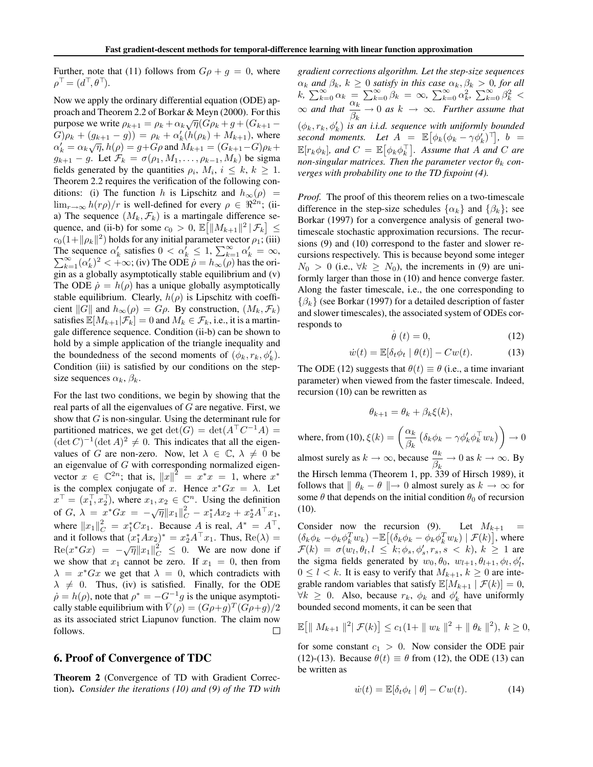Further, note that (11) follows from $G\rho + g = 0$, where $\rho^\top = (d^\top, \theta^\top)$.

Now we apply the ordinary differential equation (ODE) approach and Theorem 2.2 of Borkar & Meyn (2000). For this purpose we write $\rho_{k+1} = \rho_k + \alpha_k\sqrt{\eta}(G\rho_k + g + (G_{k+1} - G)\rho_k + (g_{k+1} - g)) = \rho_k + \alpha'_k(h(\rho_k) + M_{k+1})$, where $\alpha'_k = \alpha_k\sqrt{\eta}$, $h(\rho) = g + G\rho$ and $M_{k+1} = (G_{k+1} - G)\rho_k + g_{k+1} - g$. Let $\mathcal{F}_k = \sigma(\rho_1, M_1, \ldots, \rho_{k-1}, M_k)$ be sigma fields generated by the quantities $\rho_i$, $M_i$, $i \leq k$, $k \geq 1$. Theorem 2.2 requires the verification of the following conditions: (i) The function $h$ is Lipschitz and $h_\infty(\rho) = \lim_{r\to\infty} h(r\rho)/r$ is well-defined for every $\rho \in \Re^{2n}$; (ii-a) The sequence $(M_k, \mathcal{F}_k)$ is a martingale difference sequence, and (ii-b) for some $c_0 > 0$, $\mathbb{E}\big[\|M_{k+1}\|^2 \mid \mathcal{F}_k\big] \leq c_0(1 + \|\rho_k\|^2)$ holds for any initial parameter vector $\rho_1$; (iii) The sequence $\alpha'_k$ satisfies $0 < \alpha'_k \leq 1$, $\sum_{k=1}^{\infty} \alpha'_k = \infty$, $\sum_{k=1}^{\infty} (\alpha'_k)^2 < +\infty$; (iv) The ODE $\dot{\rho} = h_\infty(\rho)$ has the origin as a globally asymptotically stable equilibrium and (v) The ODE $\dot{\rho} = h(\rho)$ has a unique globally asymptotically stable equilibrium. Clearly, $h(\rho)$ is Lipschitz with coefficient $\|G\|$ and $h_\infty(\rho) = G\rho$. By construction, $(M_k, \mathcal{F}_k)$ satisfies $\mathbb{E}[M_{k+1}|\mathcal{F}_k] = 0$ and $M_k \in \mathcal{F}_k$, i.e., it is a martingale difference sequence. Condition (ii-b) can be shown to hold by a simple application of the triangle inequality and the boundedness of the second moments of $(\phi_k, r_k, \phi'_k)$. Condition (iii) is satisfied by our conditions on the step-size sequences $\alpha_k$, $\beta_k$.

For the last two conditions, we begin by showing that the real parts of all the eigenvalues of $G$ are negative. First, we show that $G$ is non-singular. Using the determinant rule for partitioned matrices, we get $\det(G) = \det(A^\top C^{-1} A) = (\det C)^{-1}(\det A)^2 \neq 0$. This indicates that all the eigenvalues of $G$ are non-zero. Now, let $\lambda \in \mathbb{C}$, $\lambda \neq 0$ be an eigenvalue of $G$ with corresponding normalized eigenvector $x \in \mathbb{C}^{2n}$; that is, $\|x\|^2 = x^*x = 1$, where $x^*$ is the complex conjugate of $x$. Hence $x^*Gx = \lambda$. Let $x^\top = (x_1^\top, x_2^\top)$, where $x_1, x_2 \in \mathbb{C}^n$. Using the definition of $G$, $\lambda = x^*Gx = -\sqrt{\eta}\|x_1\|_C^2 - x_1^*Ax_2 + x_2^*A^\top x_1$, where $\|x_1\|_C^2 = x_1^*Cx_1$. Because $A$ is real, $A^* = A^\top$, and it follows that $(x_1^*Ax_2)^* = x_2^*A^\top x_1$. Thus, $\mathrm{Re}(\lambda) = \mathrm{Re}(x^*Gx) = -\sqrt{\eta}\|x_1\|_C^2 \leq 0$. We are now done if we show that $x_1$ cannot be zero. If $x_1 = 0$, then from $\lambda = x^*Gx$ we get that $\lambda = 0$, which contradicts with $\lambda \neq 0$. Thus, (iv) is satisfied. Finally, for the ODE $\dot{\rho} = h(\rho)$, note that $\rho^* = -G^{-1}g$ is the unique asymptotically stable equilibrium with $\bar{V}(\rho) = (G\rho + g)^T(G\rho + g)/2$ as its associated strict Liapunov function. The claim now follows. $\square$

## 6. Proof of Convergence of TDC

**Theorem 2** (Convergence of TD with Gradient Correction). *Consider the iterations (10) and (9) of the TD with gradient corrections algorithm. Let the step-size sequences $\alpha_k$ and $\beta_k$, $k \geq 0$ satisfy in this case $\alpha_k, \beta_k > 0$, for all $k$, $\sum_{k=0}^{\infty} \alpha_k = \sum_{k=0}^{\infty} \beta_k = \infty$, $\sum_{k=0}^{\infty} \alpha_k^2$, $\sum_{k=0}^{\infty} \beta_k^2 < \infty$ and that $\frac{\alpha_k}{\beta_k} \to 0$ as $k \to \infty$. Further assume that $(\phi_k, r_k, \phi'_k)$ is an i.i.d. sequence with uniformly bounded second moments. Let $A = \mathbb{E}\big[\phi_k(\phi_k - \gamma\phi'_k)^\top\big]$, $b = \mathbb{E}[r_k\phi_k]$, and $C = \mathbb{E}\big[\phi_k\phi_k^\top\big]$. Assume that $A$ and $C$ are non-singular matrices. Then the parameter vector $\theta_k$ converges with probability one to the TD fixpoint (4).*

*Proof.* The proof of this theorem relies on a two-timescale difference in the step-size schedules $\{\alpha_k\}$ and $\{\beta_k\}$; see Borkar (1997) for a convergence analysis of general two-timescale stochastic approximation recursions. The recursions (9) and (10) correspond to the faster and slower recursions respectively. This is because beyond some integer $N_0 > 0$ (i.e., $\forall k \geq N_0$), the increments in (9) are uniformly larger than those in (10) and hence converge faster. Along the faster timescale, i.e., the one corresponding to $\{\beta_k\}$ (see Borkar (1997) for a detailed description of faster and slower timescales), the associated system of ODEs corresponds to

$$\dot{\theta}\,(t) = 0, \tag{12}$$

$$\dot{w}(t) = \mathbb{E}[\delta_t\phi_t \mid \theta(t)] - Cw(t). \tag{13}$$

The ODE (12) suggests that $\theta(t) \equiv \theta$ (i.e., a time invariant parameter) when viewed from the faster timescale. Indeed, recursion (10) can be rewritten as

$$\theta_{k+1} = \theta_k + \beta_k\xi(k),$$

where, from (10), $\xi(k) = \left(\frac{\alpha_k}{\beta_k}\left(\delta_k\phi_k - \gamma\phi'_k\phi_k^\top w_k\right)\right) \to 0$ almost surely as $k \to \infty$, because $\frac{a_k}{\beta_k} \to 0$ as $k \to \infty$. By the Hirsch lemma (Theorem 1, pp. 339 of Hirsch 1989), it follows that $\|\theta_k - \theta\| \to 0$ almost surely as $k \to \infty$ for some $\theta$ that depends on the initial condition $\theta_0$ of recursion (10).

Consider now the recursion (9). Let $M_{k+1} = (\delta_k\phi_k - \phi_k\phi_k^T w_k) - \mathbb{E}\big[(\delta_k\phi_k - \phi_k\phi_k^T w_k) \mid \mathcal{F}(k)\big]$, where $\mathcal{F}(k) = \sigma(w_l, \theta_l, l \leq k; \phi_s, \phi'_s, r_s, s < k)$, $k \geq 1$ are the sigma fields generated by $w_0, \theta_0$, $w_{l+1}, \theta_{l+1}, \phi_l, \phi'_l$, $0 \leq l < k$. It is easy to verify that $M_{k+1}$, $k \geq 0$ are integrable random variables that satisfy $\mathbb{E}[M_{k+1} \mid \mathcal{F}(k)] = 0$, $\forall k \geq 0$. Also, because $r_k$, $\phi_k$ and $\phi'_k$ have uniformly bounded second moments, it can be seen that

$$\mathbb{E}\big[\| M_{k+1} \|^2 | \mathcal{F}(k)\big] \leq c_1(1 + \| w_k \|^2 + \| \theta_k \|^2),\ k \geq 0,$$

for some constant $c_1 > 0$. Now consider the ODE pair (12)-(13). Because $\theta(t) \equiv \theta$ from (12), the ODE (13) can be written as

$$\dot{w}(t) = \mathbb{E}[\delta_t\phi_t \mid \theta] - Cw(t). \tag{14}$$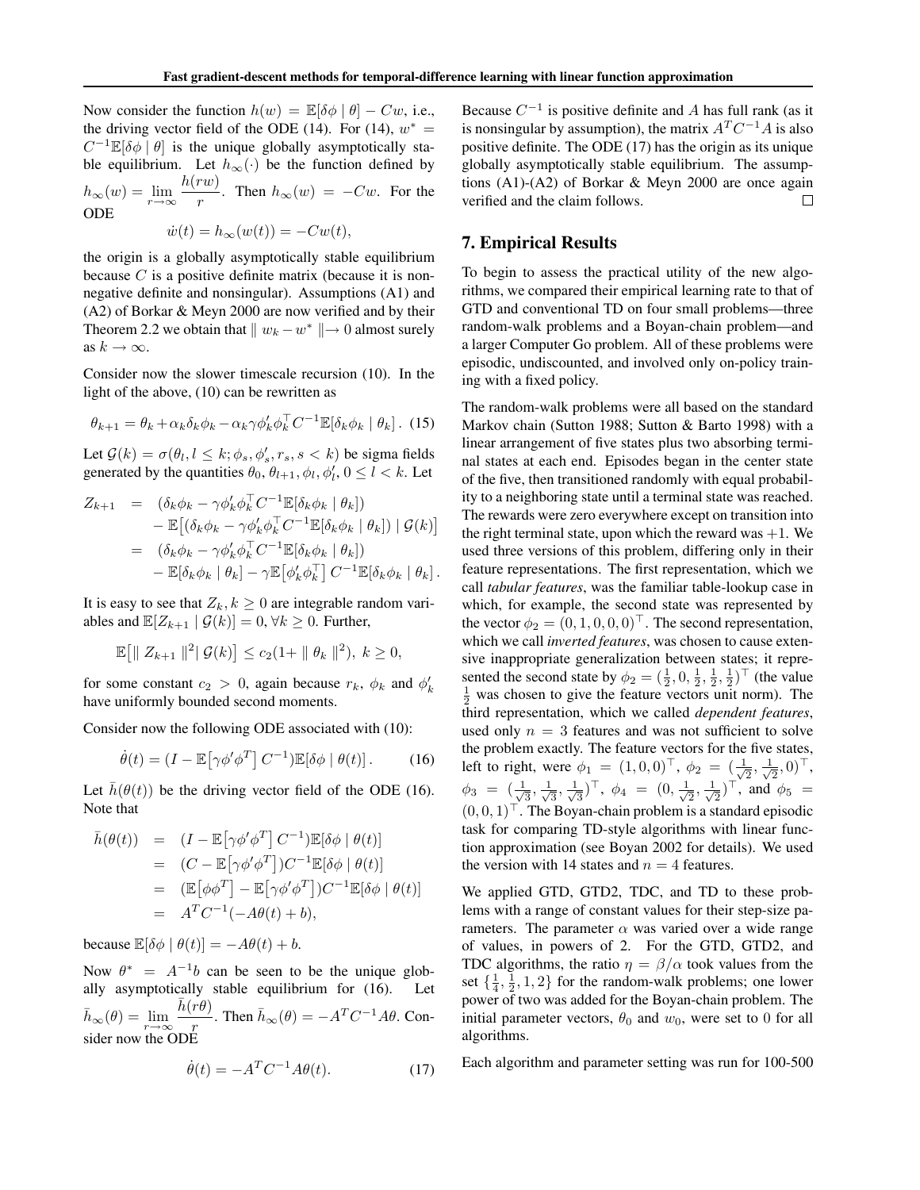Now consider the function $h(w) = \mathbb{E}[\delta\phi \mid \theta] - Cw$, i.e., the driving vector field of the ODE (14). For (14), $w^* = C^{-1}\mathbb{E}[\delta\phi \mid \theta]$ is the unique globally asymptotically stable equilibrium. Let $h_\infty(\cdot)$ be the function defined by $h_\infty(w) = \lim_{r\to\infty} \frac{h(rw)}{r}$. Then $h_\infty(w) = -Cw$. For the ODE

$$\dot{w}(t) = h_\infty(w(t)) = -Cw(t),$$

the origin is a globally asymptotically stable equilibrium because $C$ is a positive definite matrix (because it is nonnegative definite and nonsingular). Assumptions (A1) and (A2) of Borkar & Meyn 2000 are now verified and by their Theorem 2.2 we obtain that $\| w_k - w^* \| \to 0$ almost surely as $k \to \infty$.

Consider now the slower timescale recursion (10). In the light of the above, (10) can be rewritten as

$$\theta_{k+1} = \theta_k + \alpha_k \delta_k \phi_k - \alpha_k \gamma \phi'_k \phi_k^\top C^{-1} \mathbb{E}[\delta_k \phi_k \mid \theta_k]. \quad (15)$$

Let $\mathcal{G}(k) = \sigma(\theta_l, l \le k; \phi_s, \phi'_s, r_s, s < k)$ be sigma fields generated by the quantities $\theta_0, \theta_{l+1}, \phi_l, \phi'_l, 0 \le l < k$. Let

$$\begin{aligned}
Z_{k+1} &= (\delta_k\phi_k - \gamma\phi'_k\phi_k^\top C^{-1}\mathbb{E}[\delta_k\phi_k \mid \theta_k]) \\
&\quad - \mathbb{E}\big[(\delta_k\phi_k - \gamma\phi'_k\phi_k^\top C^{-1}\mathbb{E}[\delta_k\phi_k \mid \theta_k]) \mid \mathcal{G}(k)\big] \\
&= (\delta_k\phi_k - \gamma\phi'_k\phi_k^\top C^{-1}\mathbb{E}[\delta_k\phi_k \mid \theta_k]) \\
&\quad - \mathbb{E}[\delta_k\phi_k \mid \theta_k] - \gamma\mathbb{E}\big[\phi'_k\phi_k^\top\big] C^{-1}\mathbb{E}[\delta_k\phi_k \mid \theta_k].
\end{aligned}$$

It is easy to see that $Z_k, k \ge 0$ are integrable random variables and $\mathbb{E}[Z_{k+1} \mid \mathcal{G}(k)] = 0, \forall k \ge 0$. Further,

$$\mathbb{E}\big[\| Z_{k+1} \|^2 \mid \mathcal{G}(k)\big] \le c_2(1 + \| \theta_k \|^2),\ k \ge 0,$$

for some constant $c_2 > 0$, again because $r_k$, $\phi_k$ and $\phi'_k$ have uniformly bounded second moments.

Consider now the following ODE associated with (10):

$$\dot{\theta}(t) = (I - \mathbb{E}\big[\gamma\phi'\phi^T\big] C^{-1})\mathbb{E}[\delta\phi \mid \theta(t)]. \quad (16)$$

Let $\bar{h}(\theta(t))$ be the driving vector field of the ODE (16). Note that

$$\begin{aligned}
\bar{h}(\theta(t)) &= (I - \mathbb{E}\big[\gamma\phi'\phi^T\big] C^{-1})\mathbb{E}[\delta\phi \mid \theta(t)] \\
&= (C - \mathbb{E}\big[\gamma\phi'\phi^T\big])C^{-1}\mathbb{E}[\delta\phi \mid \theta(t)] \\
&= (\mathbb{E}\big[\phi\phi^T\big] - \mathbb{E}\big[\gamma\phi'\phi^T\big])C^{-1}\mathbb{E}[\delta\phi \mid \theta(t)] \\
&= A^T C^{-1}(-A\theta(t) + b),
\end{aligned}$$

because $\mathbb{E}[\delta\phi \mid \theta(t)] = -A\theta(t) + b$.

Now $\theta^* = A^{-1}b$ can be seen to be the unique globally asymptotically stable equilibrium for (16). Let $\bar{h}_\infty(\theta) = \lim_{r\to\infty} \frac{\bar{h}(r\theta)}{r}$. Then $\bar{h}_\infty(\theta) = -A^T C^{-1} A\theta$. Consider now the ODE

$$\dot{\theta}(t) = -A^T C^{-1} A\theta(t). \quad (17)$$

Because $C^{-1}$ is positive definite and $A$ has full rank (as it is nonsingular by assumption), the matrix $A^T C^{-1} A$ is also positive definite. The ODE (17) has the origin as its unique globally asymptotically stable equilibrium. The assumptions (A1)-(A2) of Borkar & Meyn 2000 are once again verified and the claim follows. □

## 7. Empirical Results

To begin to assess the practical utility of the new algorithms, we compared their empirical learning rate to that of GTD and conventional TD on four small problems—three random-walk problems and a Boyan-chain problem—and a larger Computer Go problem. All of these problems were episodic, undiscounted, and involved only on-policy training with a fixed policy.

The random-walk problems were all based on the standard Markov chain (Sutton 1988; Sutton & Barto 1998) with a linear arrangement of five states plus two absorbing terminal states at each end. Episodes began in the center state of the five, then transitioned randomly with equal probability to a neighboring state until a terminal state was reached. The rewards were zero everywhere except on transition into the right terminal state, upon which the reward was $+1$. We used three versions of this problem, differing only in their feature representations. The first representation, which we call *tabular features*, was the familiar table-lookup case in which, for example, the second state was represented by the vector $\phi_2 = (0, 1, 0, 0, 0)^\top$. The second representation, which we call *inverted features*, was chosen to cause extensive inappropriate generalization between states; it represented the second state by $\phi_2 = (\frac{1}{2}, 0, \frac{1}{2}, \frac{1}{2}, \frac{1}{2})^\top$ (the value $\frac{1}{2}$ was chosen to give the feature vectors unit norm). The third representation, which we called *dependent features*, used only $n = 3$ features and was not sufficient to solve the problem exactly. The feature vectors for the five states, left to right, were $\phi_1 = (1, 0, 0)^\top$, $\phi_2 = (\frac{1}{\sqrt{2}}, \frac{1}{\sqrt{2}}, 0)^\top$, $\phi_3 = (\frac{1}{\sqrt{3}}, \frac{1}{\sqrt{3}}, \frac{1}{\sqrt{3}})^\top$, $\phi_4 = (0, \frac{1}{\sqrt{2}}, \frac{1}{\sqrt{2}})^\top$, and $\phi_5 = (0, 0, 1)^\top$. The Boyan-chain problem is a standard episodic task for comparing TD-style algorithms with linear function approximation (see Boyan 2002 for details). We used the version with 14 states and $n = 4$ features.

We applied GTD, GTD2, TDC, and TD to these problems with a range of constant values for their step-size parameters. The parameter $\alpha$ was varied over a wide range of values, in powers of 2. For the GTD, GTD2, and TDC algorithms, the ratio $\eta = \beta/\alpha$ took values from the set $\{\frac{1}{4}, \frac{1}{2}, 1, 2\}$ for the random-walk problems; one lower power of two was added for the Boyan-chain problem. The initial parameter vectors, $\theta_0$ and $w_0$, were set to 0 for all algorithms.

Each algorithm and parameter setting was run for 100-500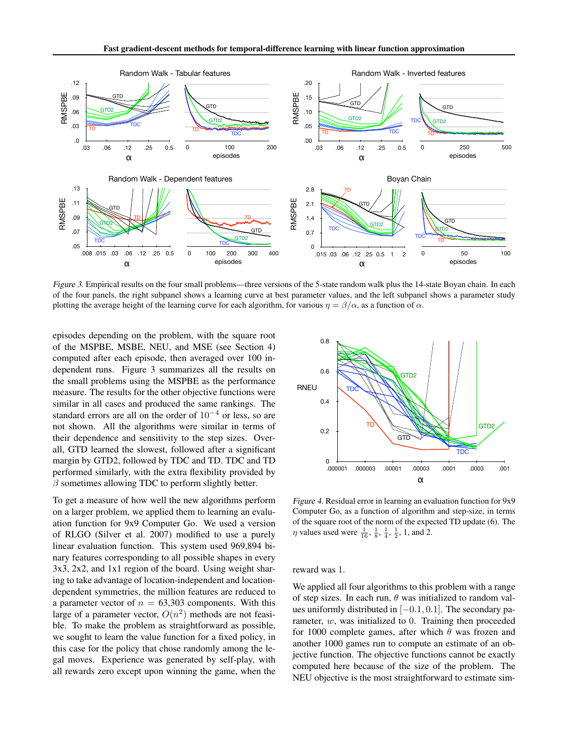*Figure 3.* Empirical results on the four small problems—three versions of the 5-state random walk plus the 14-state Boyan chain. In each of the four panels, the right subpanel shows a learning curve at best parameter values, and the left subpanel shows a parameter study plotting the average height of the learning curve for each algorithm, for various $\eta = \beta/\alpha$, as a function of $\alpha$.

episodes depending on the problem, with the square root of the MSPBE, MSBE, NEU, and MSE (see Section 4) computed after each episode, then averaged over 100 independent runs. Figure 3 summarizes all the results on the small problems using the MSPBE as the performance measure. The results for the other objective functions were similar in all cases and produced the same rankings. The standard errors are all on the order of $10^{-4}$ or less, so are not shown. All the algorithms were similar in terms of their dependence and sensitivity to the step sizes. Overall, GTD learned the slowest, followed after a significant margin by GTD2, followed by TDC and TD. TDC and TD performed similarly, with the extra flexibility provided by $\beta$ sometimes allowing TDC to perform slightly better.

To get a measure of how well the new algorithms perform on a larger problem, we applied them to learning an evaluation function for 9x9 Computer Go. We used a version of RLGO (Silver et al. 2007) modified to use a purely linear evaluation function. This system used 969,894 binary features corresponding to all possible shapes in every 3x3, 2x2, and 1x1 region of the board. Using weight sharing to take advantage of location-independent and location-dependent symmetries, the million features are reduced to a parameter vector of $n = 63{,}303$ components. With this large of a parameter vector, $O(n^2)$ methods are not feasible. To make the problem as straightforward as possible, we sought to learn the value function for a fixed policy, in this case for the policy that chose randomly among the legal moves. Experience was generated by self-play, with all rewards zero except upon winning the game, when the reward was 1.

*Figure 4.* Residual error in learning an evaluation function for 9x9 Computer Go, as a function of algorithm and step-size, in terms of the square root of the norm of the expected TD update (6). The $\eta$ values used were $\frac{1}{16}$, $\frac{1}{8}$, $\frac{1}{4}$, $\frac{1}{2}$, 1, and 2.

We applied all four algorithms to this problem with a range of step sizes. In each run, $\theta$ was initialized to random values uniformly distributed in $[-0.1, 0.1]$. The secondary parameter, $w$, was initialized to 0. Training then proceeded for 1000 complete games, after which $\theta$ was frozen and another 1000 games run to compute an estimate of an objective function. The objective functions cannot be exactly computed here because of the size of the problem. The NEU objective is the most straightforward to estimate sim-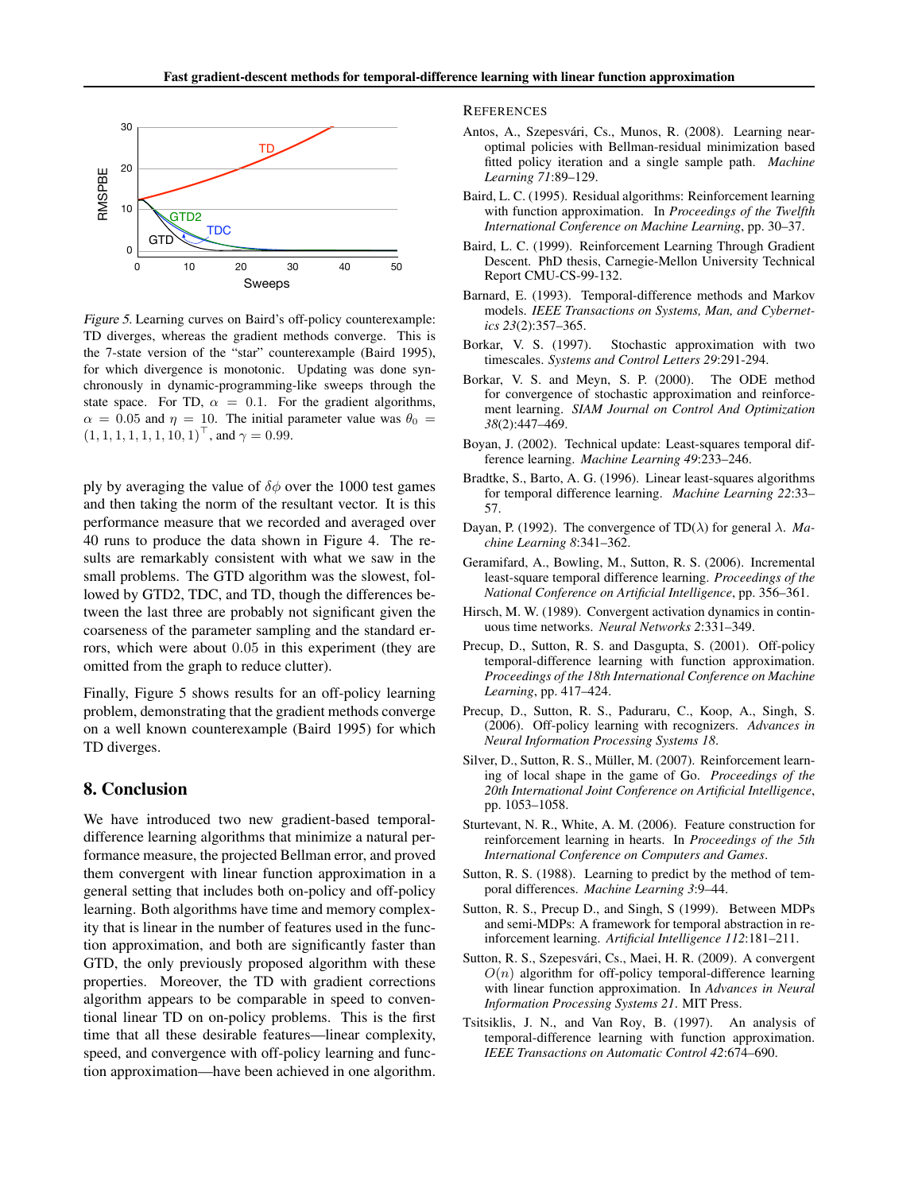30

20

10

0

RMSPBE

TD

GTD2

TDC

GTD

0 10 20 30 40 50

Sweeps

*Figure 5.* Learning curves on Baird's off-policy counterexample: TD diverges, whereas the gradient methods converge. This is the 7-state version of the "star" counterexample (Baird 1995), for which divergence is monotonic. Updating was done synchronously in dynamic-programming-like sweeps through the state space. For TD, $\alpha = 0.1$. For the gradient algorithms, $\alpha = 0.05$ and $\eta = 10$. The initial parameter value was $\theta_0 = (1,1,1,1,1,1,10,1)^\top$, and $\gamma = 0.99$.

ply by averaging the value of $\delta\phi$ over the 1000 test games and then taking the norm of the resultant vector. It is this performance measure that we recorded and averaged over 40 runs to produce the data shown in Figure 4. The results are remarkably consistent with what we saw in the small problems. The GTD algorithm was the slowest, followed by GTD2, TDC, and TD, though the differences between the last three are probably not significant given the coarseness of the parameter sampling and the standard errors, which were about 0.05 in this experiment (they are omitted from the graph to reduce clutter).

Finally, Figure 5 shows results for an off-policy learning problem, demonstrating that the gradient methods converge on a well known counterexample (Baird 1995) for which TD diverges.

## 8. Conclusion

We have introduced two new gradient-based temporal-difference learning algorithms that minimize a natural performance measure, the projected Bellman error, and proved them convergent with linear function approximation in a general setting that includes both on-policy and off-policy learning. Both algorithms have time and memory complexity that is linear in the number of features used in the function approximation, and both are significantly faster than GTD, the only previously proposed algorithm with these properties. Moreover, the TD with gradient corrections algorithm appears to be comparable in speed to conventional linear TD on on-policy problems. This is the first time that all these desirable features—linear complexity, speed, and convergence with off-policy learning and function approximation—have been achieved in one algorithm.

## References

Antos, A., Szepesvári, Cs., Munos, R. (2008). Learning near-optimal policies with Bellman-residual minimization based fitted policy iteration and a single sample path. *Machine Learning 71*:89–129.

Baird, L. C. (1995). Residual algorithms: Reinforcement learning with function approximation. In *Proceedings of the Twelfth International Conference on Machine Learning*, pp. 30–37.

Baird, L. C. (1999). Reinforcement Learning Through Gradient Descent. PhD thesis, Carnegie-Mellon University Technical Report CMU-CS-99-132.

Barnard, E. (1993). Temporal-difference methods and Markov models. *IEEE Transactions on Systems, Man, and Cybernetics 23*(2):357–365.

Borkar, V. S. (1997). Stochastic approximation with two timescales. *Systems and Control Letters 29*:291-294.

Borkar, V. S. and Meyn, S. P. (2000). The ODE method for convergence of stochastic approximation and reinforcement learning. *SIAM Journal on Control And Optimization 38*(2):447–469.

Boyan, J. (2002). Technical update: Least-squares temporal difference learning. *Machine Learning 49*:233–246.

Bradtke, S., Barto, A. G. (1996). Linear least-squares algorithms for temporal difference learning. *Machine Learning 22*:33–57.

Dayan, P. (1992). The convergence of TD($\lambda$) for general $\lambda$. *Machine Learning 8*:341–362.

Geramifard, A., Bowling, M., Sutton, R. S. (2006). Incremental least-square temporal difference learning. *Proceedings of the National Conference on Artificial Intelligence*, pp. 356–361.

Hirsch, M. W. (1989). Convergent activation dynamics in continuous time networks. *Neural Networks 2*:331–349.

Precup, D., Sutton, R. S. and Dasgupta, S. (2001). Off-policy temporal-difference learning with function approximation. *Proceedings of the 18th International Conference on Machine Learning*, pp. 417–424.

Precup, D., Sutton, R. S., Paduraru, C., Koop, A., Singh, S. (2006). Off-policy learning with recognizers. *Advances in Neural Information Processing Systems 18*.

Silver, D., Sutton, R. S., Müller, M. (2007). Reinforcement learning of local shape in the game of Go. *Proceedings of the 20th International Joint Conference on Artificial Intelligence*, pp. 1053–1058.

Sturtevant, N. R., White, A. M. (2006). Feature construction for reinforcement learning in hearts. In *Proceedings of the 5th International Conference on Computers and Games*.

Sutton, R. S. (1988). Learning to predict by the method of temporal differences. *Machine Learning 3*:9–44.

Sutton, R. S., Precup D., and Singh, S (1999). Between MDPs and semi-MDPs: A framework for temporal abstraction in reinforcement learning. *Artificial Intelligence 112*:181–211.

Sutton, R. S., Szepesvári, Cs., Maei, H. R. (2009). A convergent $O(n)$ algorithm for off-policy temporal-difference learning with linear function approximation. In *Advances in Neural Information Processing Systems 21*. MIT Press.

Tsitsiklis, J. N., and Van Roy, B. (1997). An analysis of temporal-difference learning with function approximation. *IEEE Transactions on Automatic Control 42*:674–690.